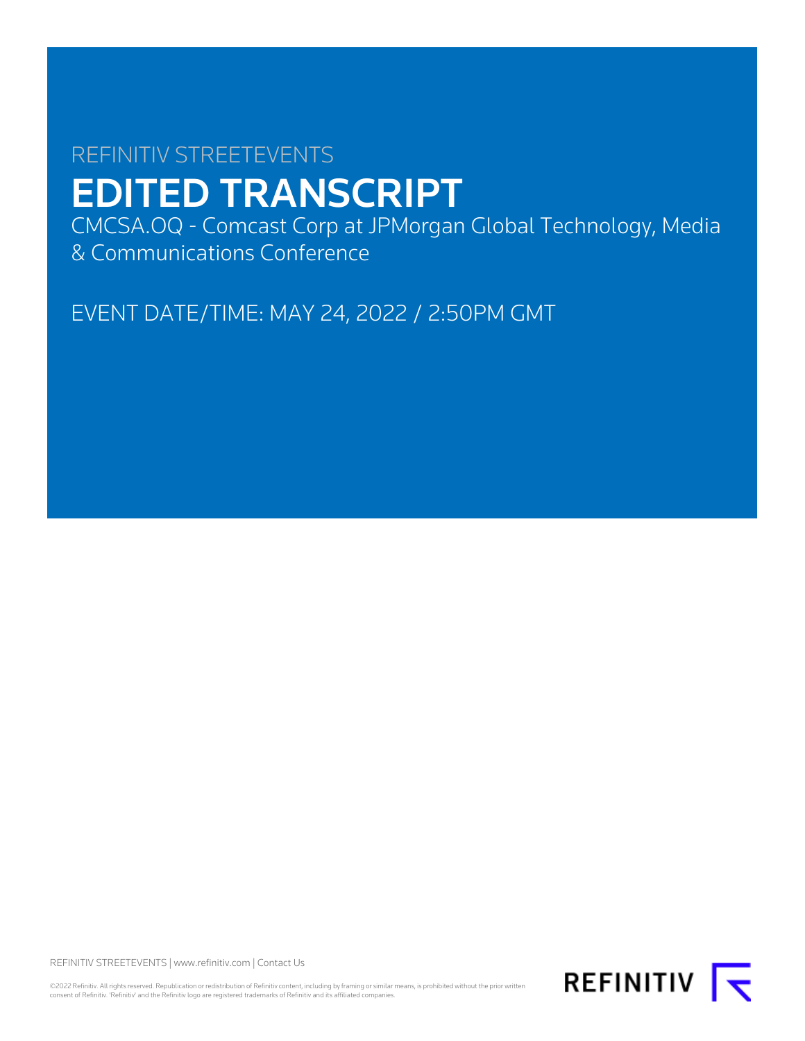REFINITIV STREETEVENTS

# EDITED TRANSCRIPT

CMCSA.OQ - Comcast Corp at JPMorgan Global Technology, Media & Communications Conference

EVENT DATE/TIME: MAY 24, 2022 / 2:50PM GMT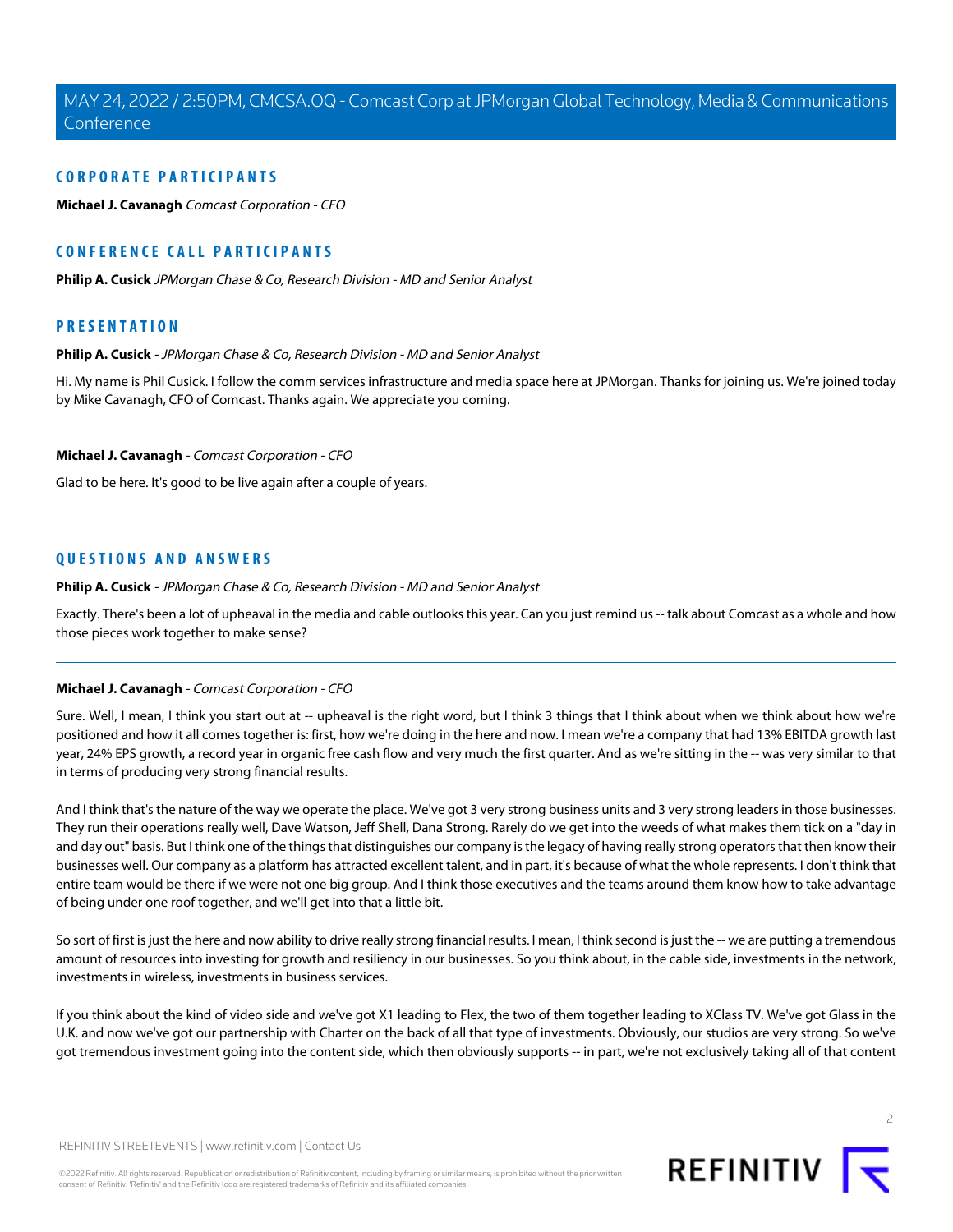## CORPORATE PARTICIPANTS

**Michael J. Cavanagh** *Comcast Corporation - CFO*

## CONFERENCE CALL PARTICIPANTS

**Philip A. Cusick** *JPMorgan Chase & Co, Research Division - MD and Senior Analyst*

## PRESENTATION

**Philip A. Cusick** - *JPMorgan Chase & Co, Research Division - MD and Senior Analyst*

Hi. My name is Phil Cusick. I follow the comm services infrastructure and media space here at JPMorgan. Thanks for joining us. We're joined today by Mike Cavanagh, CFO of Comcast. Thanks again. We appreciate you coming.

---

**Michael J. Cavanagh** - *Comcast Corporation - CFO*

Glad to be here. It's good to be live again after a couple of years.

---

## QUESTIONS AND ANSWERS

**Philip A. Cusick** - *JPMorgan Chase & Co, Research Division - MD and Senior Analyst*

Exactly. There's been a lot of upheaval in the media and cable outlooks this year. Can you just remind us -- talk about Comcast as a whole and how those pieces work together to make sense?

---

**Michael J. Cavanagh** - *Comcast Corporation - CFO*

Sure. Well, I mean, I think you start out at -- upheaval is the right word, but I think 3 things that I think about when we think about how we're positioned and how it all comes together is: first, how we're doing in the here and now. I mean we're a company that had 13% EBITDA growth last year, 24% EPS growth, a record year in organic free cash flow and very much the first quarter. And as we're sitting in the -- was very similar to that in terms of producing very strong financial results.

And I think that's the nature of the way we operate the place. We've got 3 very strong business units and 3 very strong leaders in those businesses. They run their operations really well, Dave Watson, Jeff Shell, Dana Strong. Rarely do we get into the weeds of what makes them tick on a "day in and day out" basis. But I think one of the things that distinguishes our company is the legacy of having really strong operators that then know their businesses well. Our company as a platform has attracted excellent talent, and in part, it's because of what the whole represents. I don't think that entire team would be there if we were not one big group. And I think those executives and the teams around them know how to take advantage of being under one roof together, and we'll get into that a little bit.

So sort of first is just the here and now ability to drive really strong financial results. I mean, I think second is just the -- we are putting a tremendous amount of resources into investing for growth and resiliency in our businesses. So you think about, in the cable side, investments in the network, investments in wireless, investments in business services.

If you think about the kind of video side and we've got X1 leading to Flex, the two of them together leading to XClass TV. We've got Glass in the U.K. and now we've got our partnership with Charter on the back of all that type of investments. Obviously, our studios are very strong. So we've got tremendous investment going into the content side, which then obviously supports -- in part, we're not exclusively taking all of that content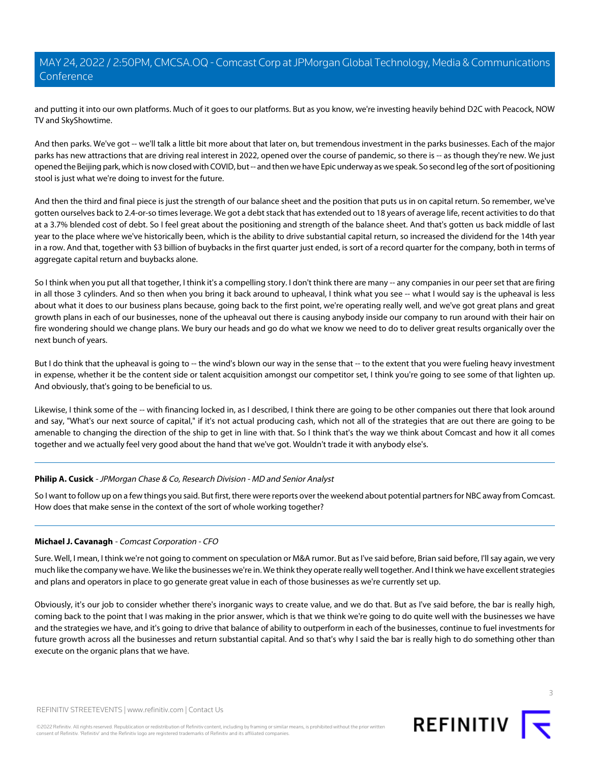and putting it into our own platforms. Much of it goes to our platforms. But as you know, we're investing heavily behind D2C with Peacock, NOW TV and SkyShowtime.

And then parks. We've got -- we'll talk a little bit more about that later on, but tremendous investment in the parks businesses. Each of the major parks has new attractions that are driving real interest in 2022, opened over the course of pandemic, so there is -- as though they're new. We just opened the Beijing park, which is now closed with COVID, but -- and then we have Epic underway as we speak. So second leg of the sort of positioning stool is just what we're doing to invest for the future.

And then the third and final piece is just the strength of our balance sheet and the position that puts us in on capital return. So remember, we've gotten ourselves back to 2.4-or-so times leverage. We got a debt stack that has extended out to 18 years of average life, recent activities to do that at a 3.7% blended cost of debt. So I feel great about the positioning and strength of the balance sheet. And that's gotten us back middle of last year to the place where we've historically been, which is the ability to drive substantial capital return, so increased the dividend for the 14th year in a row. And that, together with $3 billion of buybacks in the first quarter just ended, is sort of a record quarter for the company, both in terms of aggregate capital return and buybacks alone.

So I think when you put all that together, I think it's a compelling story. I don't think there are many -- any companies in our peer set that are firing in all those 3 cylinders. And so then when you bring it back around to upheaval, I think what you see -- what I would say is the upheaval is less about what it does to our business plans because, going back to the first point, we're operating really well, and we've got great plans and great growth plans in each of our businesses, none of the upheaval out there is causing anybody inside our company to run around with their hair on fire wondering should we change plans. We bury our heads and go do what we know we need to do to deliver great results organically over the next bunch of years.

But I do think that the upheaval is going to -- the wind's blown our way in the sense that -- to the extent that you were fueling heavy investment in expense, whether it be the content side or talent acquisition amongst our competitor set, I think you're going to see some of that lighten up. And obviously, that's going to be beneficial to us.

Likewise, I think some of the -- with financing locked in, as I described, I think there are going to be other companies out there that look around and say, "What's our next source of capital," if it's not actual producing cash, which not all of the strategies that are out there are going to be amenable to changing the direction of the ship to get in line with that. So I think that's the way we think about Comcast and how it all comes together and we actually feel very good about the hand that we've got. Wouldn't trade it with anybody else's.

---

**Philip A. Cusick** - *JPMorgan Chase & Co, Research Division - MD and Senior Analyst*

So I want to follow up on a few things you said. But first, there were reports over the weekend about potential partners for NBC away from Comcast. How does that make sense in the context of the sort of whole working together?

---

**Michael J. Cavanagh** - *Comcast Corporation - CFO*

Sure. Well, I mean, I think we're not going to comment on speculation or M&A rumor. But as I've said before, Brian said before, I'll say again, we very much like the company we have. We like the businesses we're in. We think they operate really well together. And I think we have excellent strategies and plans and operators in place to go generate great value in each of those businesses as we're currently set up.

Obviously, it's our job to consider whether there's inorganic ways to create value, and we do that. But as I've said before, the bar is really high, coming back to the point that I was making in the prior answer, which is that we think we're going to do quite well with the businesses we have and the strategies we have, and it's going to drive that balance of ability to outperform in each of the businesses, continue to fuel investments for future growth across all the businesses and return substantial capital. And so that's why I said the bar is really high to do something other than execute on the organic plans that we have.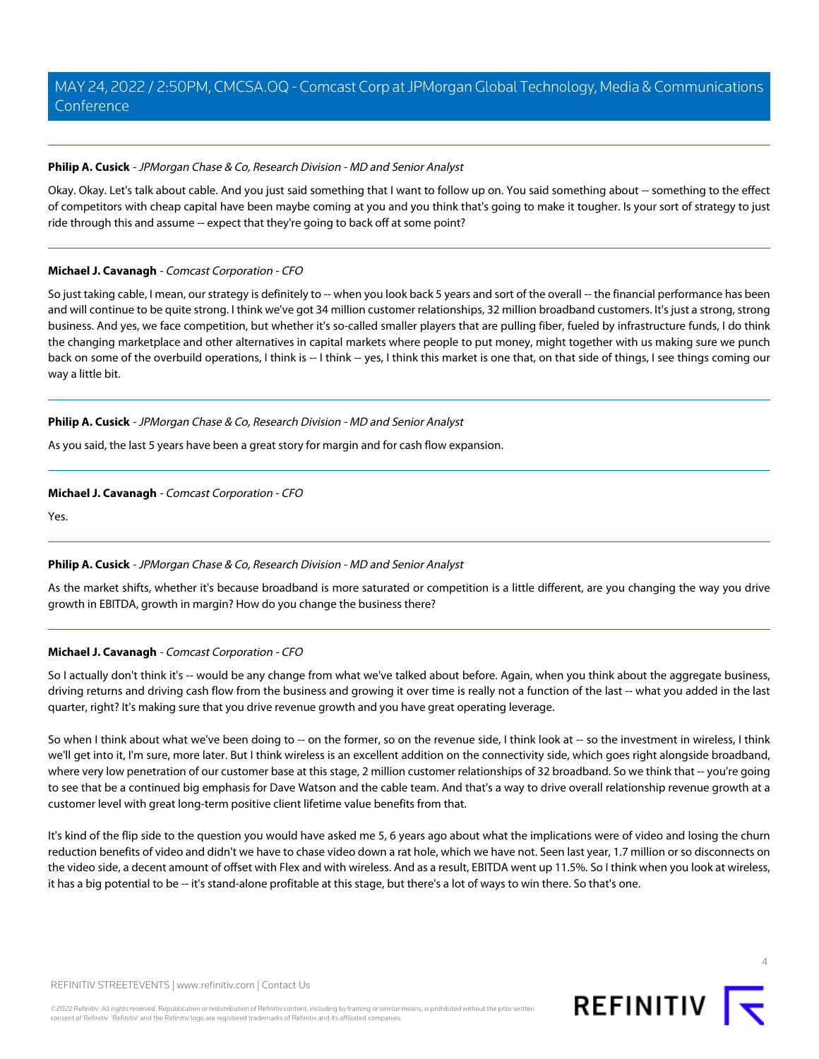**Philip A. Cusick** - *JPMorgan Chase & Co, Research Division - MD and Senior Analyst*

Okay. Okay. Let's talk about cable. And you just said something that I want to follow up on. You said something about -- something to the effect of competitors with cheap capital have been maybe coming at you and you think that's going to make it tougher. Is your sort of strategy to just ride through this and assume -- expect that they're going to back off at some point?

---

**Michael J. Cavanagh** - *Comcast Corporation - CFO*

So just taking cable, I mean, our strategy is definitely to -- when you look back 5 years and sort of the overall -- the financial performance has been and will continue to be quite strong. I think we've got 34 million customer relationships, 32 million broadband customers. It's just a strong, strong business. And yes, we face competition, but whether it's so-called smaller players that are pulling fiber, fueled by infrastructure funds, I do think the changing marketplace and other alternatives in capital markets where people to put money, might together with us making sure we punch back on some of the overbuild operations, I think is -- I think -- yes, I think this market is one that, on that side of things, I see things coming our way a little bit.

---

**Philip A. Cusick** - *JPMorgan Chase & Co, Research Division - MD and Senior Analyst*

As you said, the last 5 years have been a great story for margin and for cash flow expansion.

---

**Michael J. Cavanagh** - *Comcast Corporation - CFO*

Yes.

---

**Philip A. Cusick** - *JPMorgan Chase & Co, Research Division - MD and Senior Analyst*

As the market shifts, whether it's because broadband is more saturated or competition is a little different, are you changing the way you drive growth in EBITDA, growth in margin? How do you change the business there?

---

**Michael J. Cavanagh** - *Comcast Corporation - CFO*

So I actually don't think it's -- would be any change from what we've talked about before. Again, when you think about the aggregate business, driving returns and driving cash flow from the business and growing it over time is really not a function of the last -- what you added in the last quarter, right? It's making sure that you drive revenue growth and you have great operating leverage.

So when I think about what we've been doing to -- on the former, so on the revenue side, I think look at -- so the investment in wireless, I think we'll get into it, I'm sure, more later. But I think wireless is an excellent addition on the connectivity side, which goes right alongside broadband, where very low penetration of our customer base at this stage, 2 million customer relationships of 32 broadband. So we think that -- you're going to see that be a continued big emphasis for Dave Watson and the cable team. And that's a way to drive overall relationship revenue growth at a customer level with great long-term positive client lifetime value benefits from that.

It's kind of the flip side to the question you would have asked me 5, 6 years ago about what the implications were of video and losing the churn reduction benefits of video and didn't we have to chase video down a rat hole, which we have not. Seen last year, 1.7 million or so disconnects on the video side, a decent amount of offset with Flex and with wireless. And as a result, EBITDA went up 11.5%. So I think when you look at wireless, it has a big potential to be -- it's stand-alone profitable at this stage, but there's a lot of ways to win there. So that's one.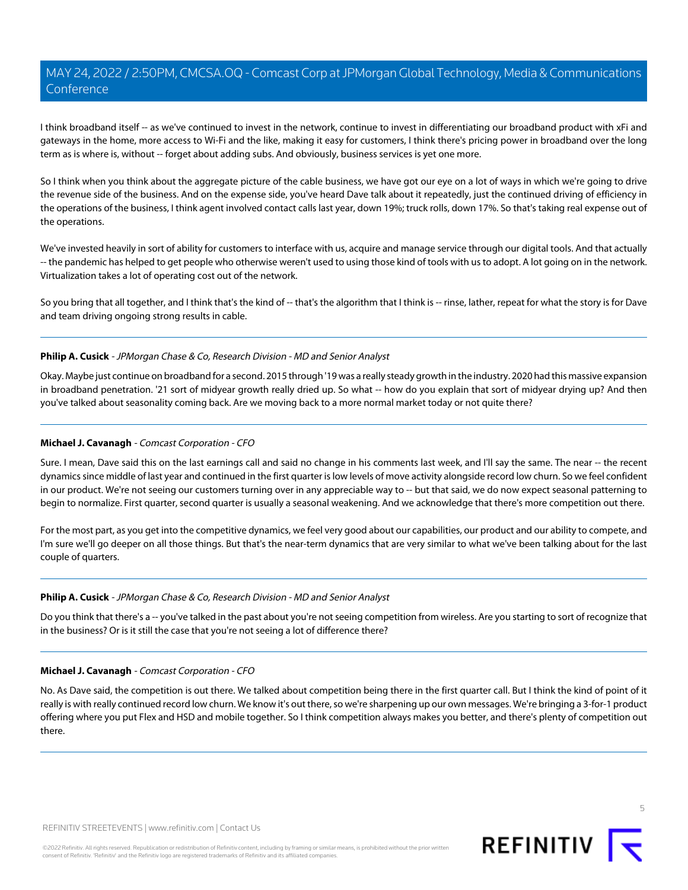I think broadband itself -- as we've continued to invest in the network, continue to invest in differentiating our broadband product with xFi and gateways in the home, more access to Wi-Fi and the like, making it easy for customers, I think there's pricing power in broadband over the long term as is where is, without -- forget about adding subs. And obviously, business services is yet one more.

So I think when you think about the aggregate picture of the cable business, we have got our eye on a lot of ways in which we're going to drive the revenue side of the business. And on the expense side, you've heard Dave talk about it repeatedly, just the continued driving of efficiency in the operations of the business, I think agent involved contact calls last year, down 19%; truck rolls, down 17%. So that's taking real expense out of the operations.

We've invested heavily in sort of ability for customers to interface with us, acquire and manage service through our digital tools. And that actually -- the pandemic has helped to get people who otherwise weren't used to using those kind of tools with us to adopt. A lot going on in the network. Virtualization takes a lot of operating cost out of the network.

So you bring that all together, and I think that's the kind of -- that's the algorithm that I think is -- rinse, lather, repeat for what the story is for Dave and team driving ongoing strong results in cable.

---

**Philip A. Cusick** - *JPMorgan Chase & Co, Research Division - MD and Senior Analyst*

Okay. Maybe just continue on broadband for a second. 2015 through '19 was a really steady growth in the industry. 2020 had this massive expansion in broadband penetration. '21 sort of midyear growth really dried up. So what -- how do you explain that sort of midyear drying up? And then you've talked about seasonality coming back. Are we moving back to a more normal market today or not quite there?

---

**Michael J. Cavanagh** - *Comcast Corporation - CFO*

Sure. I mean, Dave said this on the last earnings call and said no change in his comments last week, and I'll say the same. The near -- the recent dynamics since middle of last year and continued in the first quarter is low levels of move activity alongside record low churn. So we feel confident in our product. We're not seeing our customers turning over in any appreciable way to -- but that said, we do now expect seasonal patterning to begin to normalize. First quarter, second quarter is usually a seasonal weakening. And we acknowledge that there's more competition out there.

For the most part, as you get into the competitive dynamics, we feel very good about our capabilities, our product and our ability to compete, and I'm sure we'll go deeper on all those things. But that's the near-term dynamics that are very similar to what we've been talking about for the last couple of quarters.

---

**Philip A. Cusick** - *JPMorgan Chase & Co, Research Division - MD and Senior Analyst*

Do you think that there's a -- you've talked in the past about you're not seeing competition from wireless. Are you starting to sort of recognize that in the business? Or is it still the case that you're not seeing a lot of difference there?

---

**Michael J. Cavanagh** - *Comcast Corporation - CFO*

No. As Dave said, the competition is out there. We talked about competition being there in the first quarter call. But I think the kind of point of it really is with really continued record low churn. We know it's out there, so we're sharpening up our own messages. We're bringing a 3-for-1 product offering where you put Flex and HSD and mobile together. So I think competition always makes you better, and there's plenty of competition out there.

---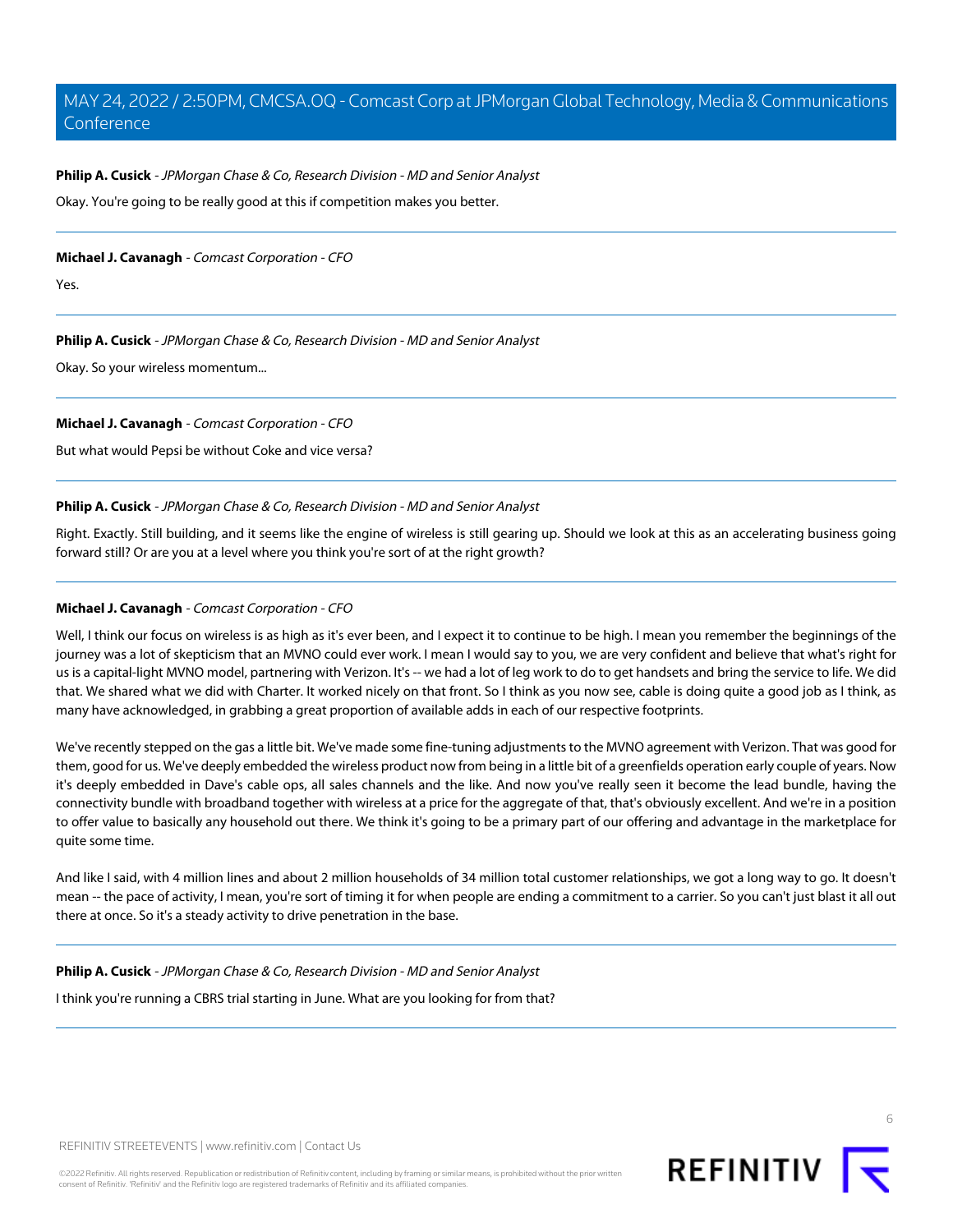**Philip A. Cusick** - *JPMorgan Chase & Co, Research Division - MD and Senior Analyst*

Okay. You're going to be really good at this if competition makes you better.

---

**Michael J. Cavanagh** - *Comcast Corporation - CFO*

Yes.

---

**Philip A. Cusick** - *JPMorgan Chase & Co, Research Division - MD and Senior Analyst*

Okay. So your wireless momentum...

---

**Michael J. Cavanagh** - *Comcast Corporation - CFO*

But what would Pepsi be without Coke and vice versa?

---

**Philip A. Cusick** - *JPMorgan Chase & Co, Research Division - MD and Senior Analyst*

Right. Exactly. Still building, and it seems like the engine of wireless is still gearing up. Should we look at this as an accelerating business going forward still? Or are you at a level where you think you're sort of at the right growth?

---

**Michael J. Cavanagh** - *Comcast Corporation - CFO*

Well, I think our focus on wireless is as high as it's ever been, and I expect it to continue to be high. I mean you remember the beginnings of the journey was a lot of skepticism that an MVNO could ever work. I mean I would say to you, we are very confident and believe that what's right for us is a capital-light MVNO model, partnering with Verizon. It's -- we had a lot of leg work to do to get handsets and bring the service to life. We did that. We shared what we did with Charter. It worked nicely on that front. So I think as you now see, cable is doing quite a good job as I think, as many have acknowledged, in grabbing a great proportion of available adds in each of our respective footprints.

We've recently stepped on the gas a little bit. We've made some fine-tuning adjustments to the MVNO agreement with Verizon. That was good for them, good for us. We've deeply embedded the wireless product now from being in a little bit of a greenfields operation early couple of years. Now it's deeply embedded in Dave's cable ops, all sales channels and the like. And now you've really seen it become the lead bundle, having the connectivity bundle with broadband together with wireless at a price for the aggregate of that, that's obviously excellent. And we're in a position to offer value to basically any household out there. We think it's going to be a primary part of our offering and advantage in the marketplace for quite some time.

And like I said, with 4 million lines and about 2 million households of 34 million total customer relationships, we got a long way to go. It doesn't mean -- the pace of activity, I mean, you're sort of timing it for when people are ending a commitment to a carrier. So you can't just blast it all out there at once. So it's a steady activity to drive penetration in the base.

---

**Philip A. Cusick** - *JPMorgan Chase & Co, Research Division - MD and Senior Analyst*

I think you're running a CBRS trial starting in June. What are you looking for from that?

---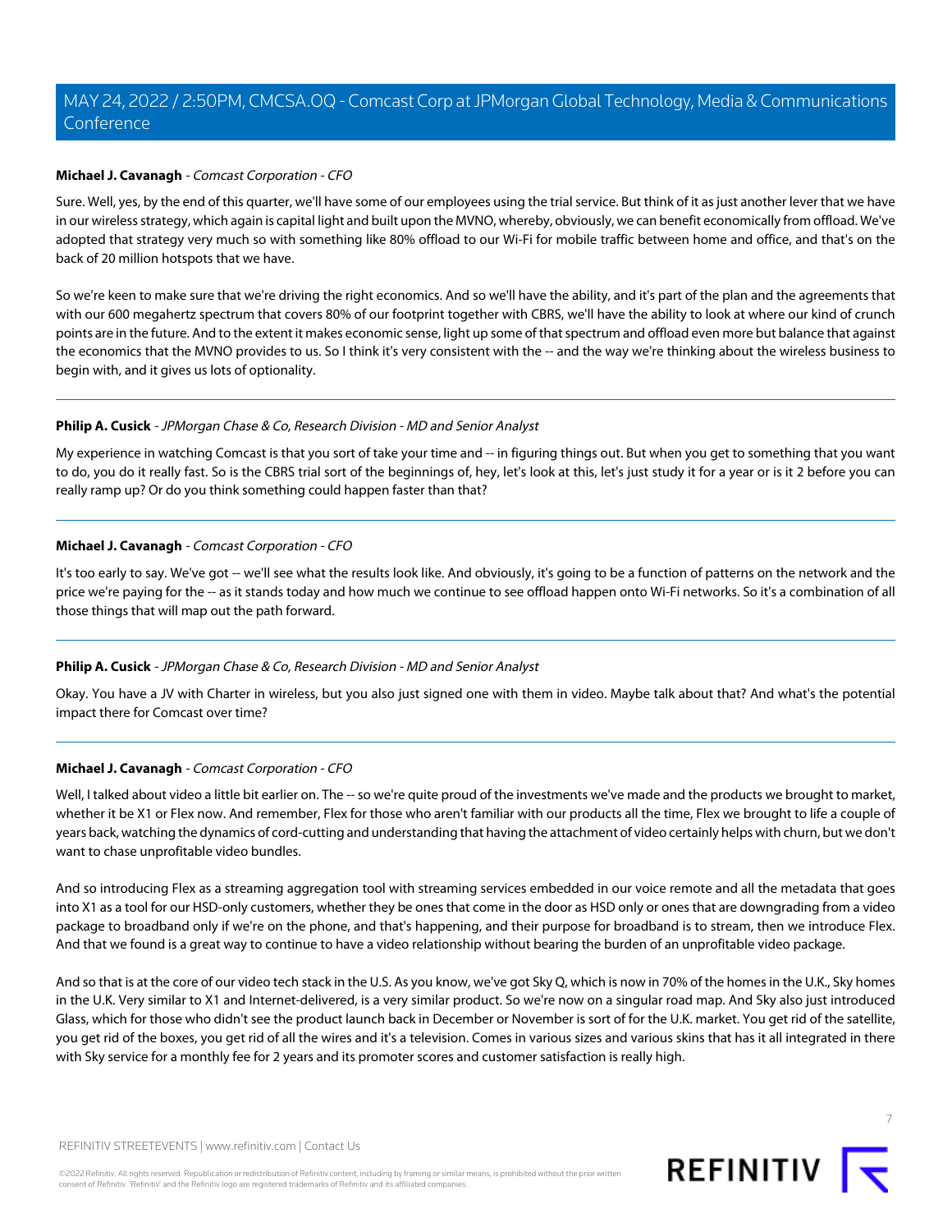**Michael J. Cavanagh** - *Comcast Corporation - CFO*

Sure. Well, yes, by the end of this quarter, we'll have some of our employees using the trial service. But think of it as just another lever that we have in our wireless strategy, which again is capital light and built upon the MVNO, whereby, obviously, we can benefit economically from offload. We've adopted that strategy very much so with something like 80% offload to our Wi-Fi for mobile traffic between home and office, and that's on the back of 20 million hotspots that we have.

So we're keen to make sure that we're driving the right economics. And so we'll have the ability, and it's part of the plan and the agreements that with our 600 megahertz spectrum that covers 80% of our footprint together with CBRS, we'll have the ability to look at where our kind of crunch points are in the future. And to the extent it makes economic sense, light up some of that spectrum and offload even more but balance that against the economics that the MVNO provides to us. So I think it's very consistent with the -- and the way we're thinking about the wireless business to begin with, and it gives us lots of optionality.

---

**Philip A. Cusick** - *JPMorgan Chase & Co, Research Division - MD and Senior Analyst*

My experience in watching Comcast is that you sort of take your time and -- in figuring things out. But when you get to something that you want to do, you do it really fast. So is the CBRS trial sort of the beginnings of, hey, let's look at this, let's just study it for a year or is it 2 before you can really ramp up? Or do you think something could happen faster than that?

---

**Michael J. Cavanagh** - *Comcast Corporation - CFO*

It's too early to say. We've got -- we'll see what the results look like. And obviously, it's going to be a function of patterns on the network and the price we're paying for the -- as it stands today and how much we continue to see offload happen onto Wi-Fi networks. So it's a combination of all those things that will map out the path forward.

---

**Philip A. Cusick** - *JPMorgan Chase & Co, Research Division - MD and Senior Analyst*

Okay. You have a JV with Charter in wireless, but you also just signed one with them in video. Maybe talk about that? And what's the potential impact there for Comcast over time?

---

**Michael J. Cavanagh** - *Comcast Corporation - CFO*

Well, I talked about video a little bit earlier on. The -- so we're quite proud of the investments we've made and the products we brought to market, whether it be X1 or Flex now. And remember, Flex for those who aren't familiar with our products all the time, Flex we brought to life a couple of years back, watching the dynamics of cord-cutting and understanding that having the attachment of video certainly helps with churn, but we don't want to chase unprofitable video bundles.

And so introducing Flex as a streaming aggregation tool with streaming services embedded in our voice remote and all the metadata that goes into X1 as a tool for our HSD-only customers, whether they be ones that come in the door as HSD only or ones that are downgrading from a video package to broadband only if we're on the phone, and that's happening, and their purpose for broadband is to stream, then we introduce Flex. And that we found is a great way to continue to have a video relationship without bearing the burden of an unprofitable video package.

And so that is at the core of our video tech stack in the U.S. As you know, we've got Sky Q, which is now in 70% of the homes in the U.K., Sky homes in the U.K. Very similar to X1 and Internet-delivered, is a very similar product. So we're now on a singular road map. And Sky also just introduced Glass, which for those who didn't see the product launch back in December or November is sort of for the U.K. market. You get rid of the satellite, you get rid of the boxes, you get rid of all the wires and it's a television. Comes in various sizes and various skins that has it all integrated in there with Sky service for a monthly fee for 2 years and its promoter scores and customer satisfaction is really high.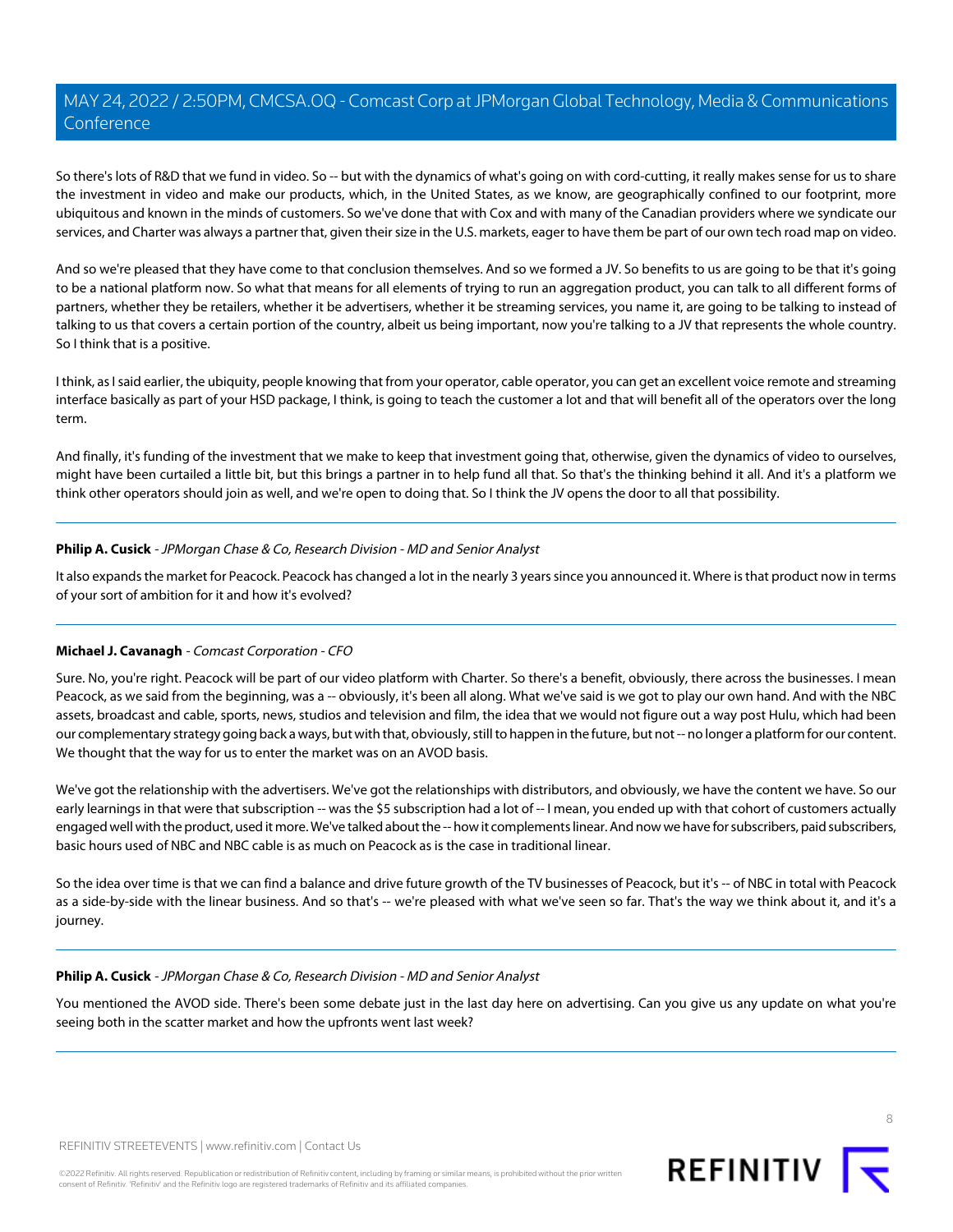So there's lots of R&D that we fund in video. So -- but with the dynamics of what's going on with cord-cutting, it really makes sense for us to share the investment in video and make our products, which, in the United States, as we know, are geographically confined to our footprint, more ubiquitous and known in the minds of customers. So we've done that with Cox and with many of the Canadian providers where we syndicate our services, and Charter was always a partner that, given their size in the U.S. markets, eager to have them be part of our own tech road map on video.

And so we're pleased that they have come to that conclusion themselves. And so we formed a JV. So benefits to us are going to be that it's going to be a national platform now. So what that means for all elements of trying to run an aggregation product, you can talk to all different forms of partners, whether they be retailers, whether it be advertisers, whether it be streaming services, you name it, are going to be talking to instead of talking to us that covers a certain portion of the country, albeit us being important, now you're talking to a JV that represents the whole country. So I think that is a positive.

I think, as I said earlier, the ubiquity, people knowing that from your operator, cable operator, you can get an excellent voice remote and streaming interface basically as part of your HSD package, I think, is going to teach the customer a lot and that will benefit all of the operators over the long term.

And finally, it's funding of the investment that we make to keep that investment going that, otherwise, given the dynamics of video to ourselves, might have been curtailed a little bit, but this brings a partner in to help fund all that. So that's the thinking behind it all. And it's a platform we think other operators should join as well, and we're open to doing that. So I think the JV opens the door to all that possibility.

---

**Philip A. Cusick** - *JPMorgan Chase & Co, Research Division - MD and Senior Analyst*

It also expands the market for Peacock. Peacock has changed a lot in the nearly 3 years since you announced it. Where is that product now in terms of your sort of ambition for it and how it's evolved?

---

**Michael J. Cavanagh** - *Comcast Corporation - CFO*

Sure. No, you're right. Peacock will be part of our video platform with Charter. So there's a benefit, obviously, there across the businesses. I mean Peacock, as we said from the beginning, was a -- obviously, it's been all along. What we've said is we got to play our own hand. And with the NBC assets, broadcast and cable, sports, news, studios and television and film, the idea that we would not figure out a way post Hulu, which had been our complementary strategy going back a ways, but with that, obviously, still to happen in the future, but not -- no longer a platform for our content. We thought that the way for us to enter the market was on an AVOD basis.

We've got the relationship with the advertisers. We've got the relationships with distributors, and obviously, we have the content we have. So our early learnings in that were that subscription -- was the $5 subscription had a lot of -- I mean, you ended up with that cohort of customers actually engaged well with the product, used it more. We've talked about the -- how it complements linear. And now we have for subscribers, paid subscribers, basic hours used of NBC and NBC cable is as much on Peacock as is the case in traditional linear.

So the idea over time is that we can find a balance and drive future growth of the TV businesses of Peacock, but it's -- of NBC in total with Peacock as a side-by-side with the linear business. And so that's -- we're pleased with what we've seen so far. That's the way we think about it, and it's a journey.

---

**Philip A. Cusick** - *JPMorgan Chase & Co, Research Division - MD and Senior Analyst*

You mentioned the AVOD side. There's been some debate just in the last day here on advertising. Can you give us any update on what you're seeing both in the scatter market and how the upfronts went last week?

---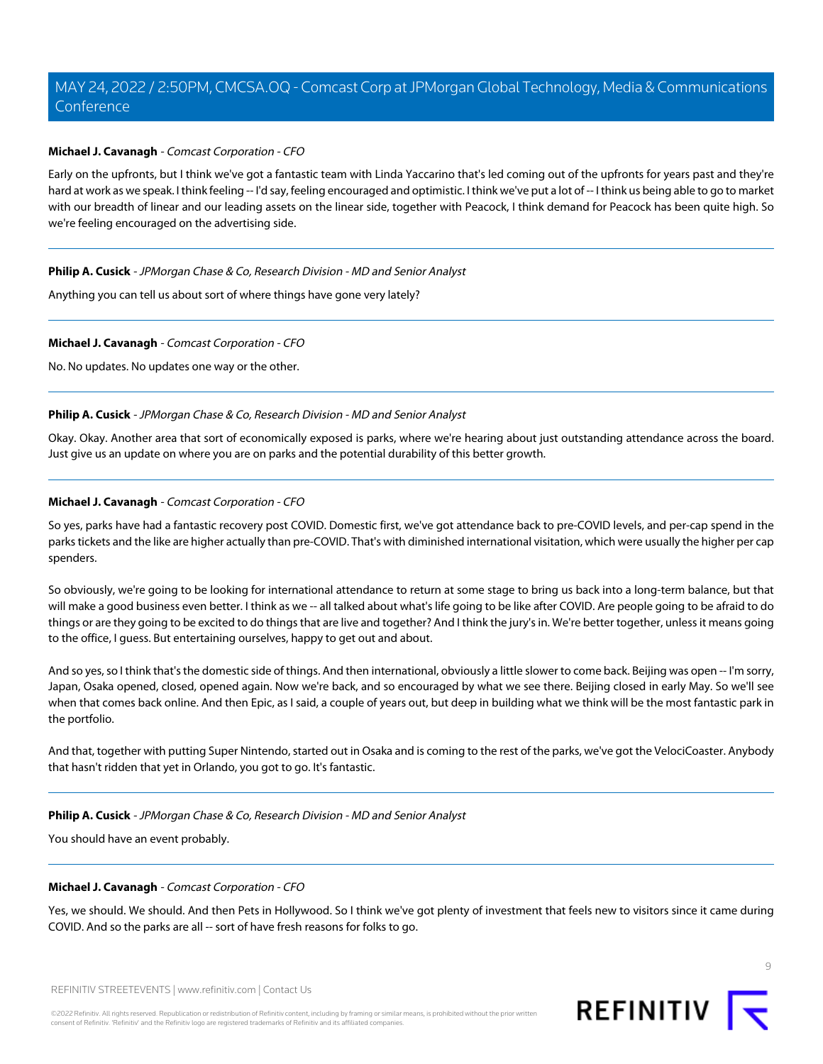**Michael J. Cavanagh** - *Comcast Corporation - CFO*

Early on the upfronts, but I think we've got a fantastic team with Linda Yaccarino that's led coming out of the upfronts for years past and they're hard at work as we speak. I think feeling -- I'd say, feeling encouraged and optimistic. I think we've put a lot of -- I think us being able to go to market with our breadth of linear and our leading assets on the linear side, together with Peacock, I think demand for Peacock has been quite high. So we're feeling encouraged on the advertising side.

---

**Philip A. Cusick** - *JPMorgan Chase & Co, Research Division - MD and Senior Analyst*

Anything you can tell us about sort of where things have gone very lately?

---

**Michael J. Cavanagh** - *Comcast Corporation - CFO*

No. No updates. No updates one way or the other.

---

**Philip A. Cusick** - *JPMorgan Chase & Co, Research Division - MD and Senior Analyst*

Okay. Okay. Another area that sort of economically exposed is parks, where we're hearing about just outstanding attendance across the board. Just give us an update on where you are on parks and the potential durability of this better growth.

---

**Michael J. Cavanagh** - *Comcast Corporation - CFO*

So yes, parks have had a fantastic recovery post COVID. Domestic first, we've got attendance back to pre-COVID levels, and per-cap spend in the parks tickets and the like are higher actually than pre-COVID. That's with diminished international visitation, which were usually the higher per cap spenders.

So obviously, we're going to be looking for international attendance to return at some stage to bring us back into a long-term balance, but that will make a good business even better. I think as we -- all talked about what's life going to be like after COVID. Are people going to be afraid to do things or are they going to be excited to do things that are live and together? And I think the jury's in. We're better together, unless it means going to the office, I guess. But entertaining ourselves, happy to get out and about.

And so yes, so I think that's the domestic side of things. And then international, obviously a little slower to come back. Beijing was open -- I'm sorry, Japan, Osaka opened, closed, opened again. Now we're back, and so encouraged by what we see there. Beijing closed in early May. So we'll see when that comes back online. And then Epic, as I said, a couple of years out, but deep in building what we think will be the most fantastic park in the portfolio.

And that, together with putting Super Nintendo, started out in Osaka and is coming to the rest of the parks, we've got the VelociCoaster. Anybody that hasn't ridden that yet in Orlando, you got to go. It's fantastic.

---

**Philip A. Cusick** - *JPMorgan Chase & Co, Research Division - MD and Senior Analyst*

You should have an event probably.

---

**Michael J. Cavanagh** - *Comcast Corporation - CFO*

Yes, we should. We should. And then Pets in Hollywood. So I think we've got plenty of investment that feels new to visitors since it came during COVID. And so the parks are all -- sort of have fresh reasons for folks to go.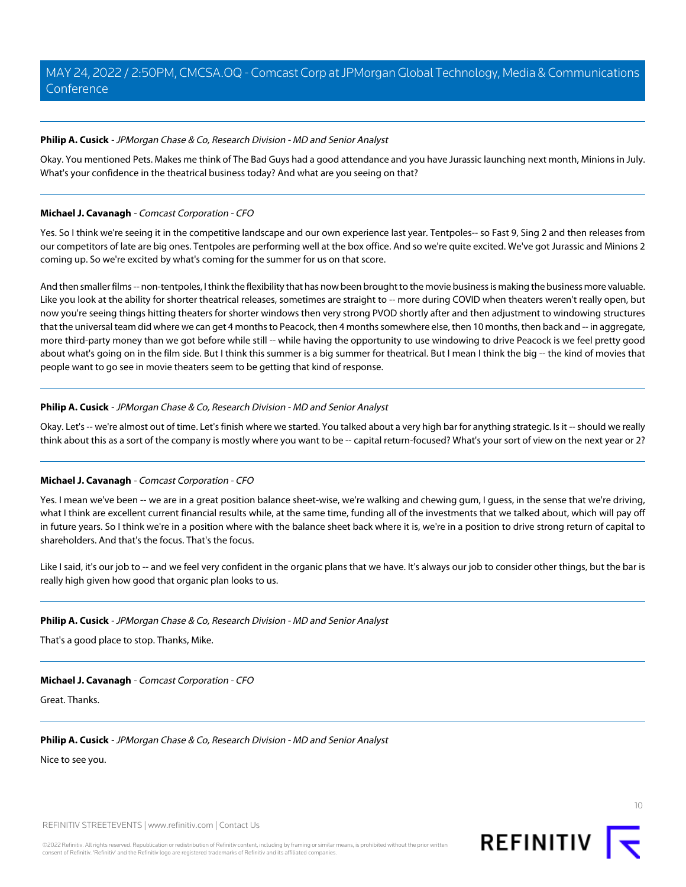**Philip A. Cusick** - *JPMorgan Chase & Co, Research Division - MD and Senior Analyst*

Okay. You mentioned Pets. Makes me think of The Bad Guys had a good attendance and you have Jurassic launching next month, Minions in July. What's your confidence in the theatrical business today? And what are you seeing on that?

---

**Michael J. Cavanagh** - *Comcast Corporation - CFO*

Yes. So I think we're seeing it in the competitive landscape and our own experience last year. Tentpoles-- so Fast 9, Sing 2 and then releases from our competitors of late are big ones. Tentpoles are performing well at the box office. And so we're quite excited. We've got Jurassic and Minions 2 coming up. So we're excited by what's coming for the summer for us on that score.

And then smaller films -- non-tentpoles, I think the flexibility that has now been brought to the movie business is making the business more valuable. Like you look at the ability for shorter theatrical releases, sometimes are straight to -- more during COVID when theaters weren't really open, but now you're seeing things hitting theaters for shorter windows then very strong PVOD shortly after and then adjustment to windowing structures that the universal team did where we can get 4 months to Peacock, then 4 months somewhere else, then 10 months, then back and -- in aggregate, more third-party money than we got before while still -- while having the opportunity to use windowing to drive Peacock is we feel pretty good about what's going on in the film side. But I think this summer is a big summer for theatrical. But I mean I think the big -- the kind of movies that people want to go see in movie theaters seem to be getting that kind of response.

---

**Philip A. Cusick** - *JPMorgan Chase & Co, Research Division - MD and Senior Analyst*

Okay. Let's -- we're almost out of time. Let's finish where we started. You talked about a very high bar for anything strategic. Is it -- should we really think about this as a sort of the company is mostly where you want to be -- capital return-focused? What's your sort of view on the next year or 2?

---

**Michael J. Cavanagh** - *Comcast Corporation - CFO*

Yes. I mean we've been -- we are in a great position balance sheet-wise, we're walking and chewing gum, I guess, in the sense that we're driving, what I think are excellent current financial results while, at the same time, funding all of the investments that we talked about, which will pay off in future years. So I think we're in a position where with the balance sheet back where it is, we're in a position to drive strong return of capital to shareholders. And that's the focus. That's the focus.

Like I said, it's our job to -- and we feel very confident in the organic plans that we have. It's always our job to consider other things, but the bar is really high given how good that organic plan looks to us.

---

**Philip A. Cusick** - *JPMorgan Chase & Co, Research Division - MD and Senior Analyst*

That's a good place to stop. Thanks, Mike.

---

**Michael J. Cavanagh** - *Comcast Corporation - CFO*

Great. Thanks.

---

**Philip A. Cusick** - *JPMorgan Chase & Co, Research Division - MD and Senior Analyst*

Nice to see you.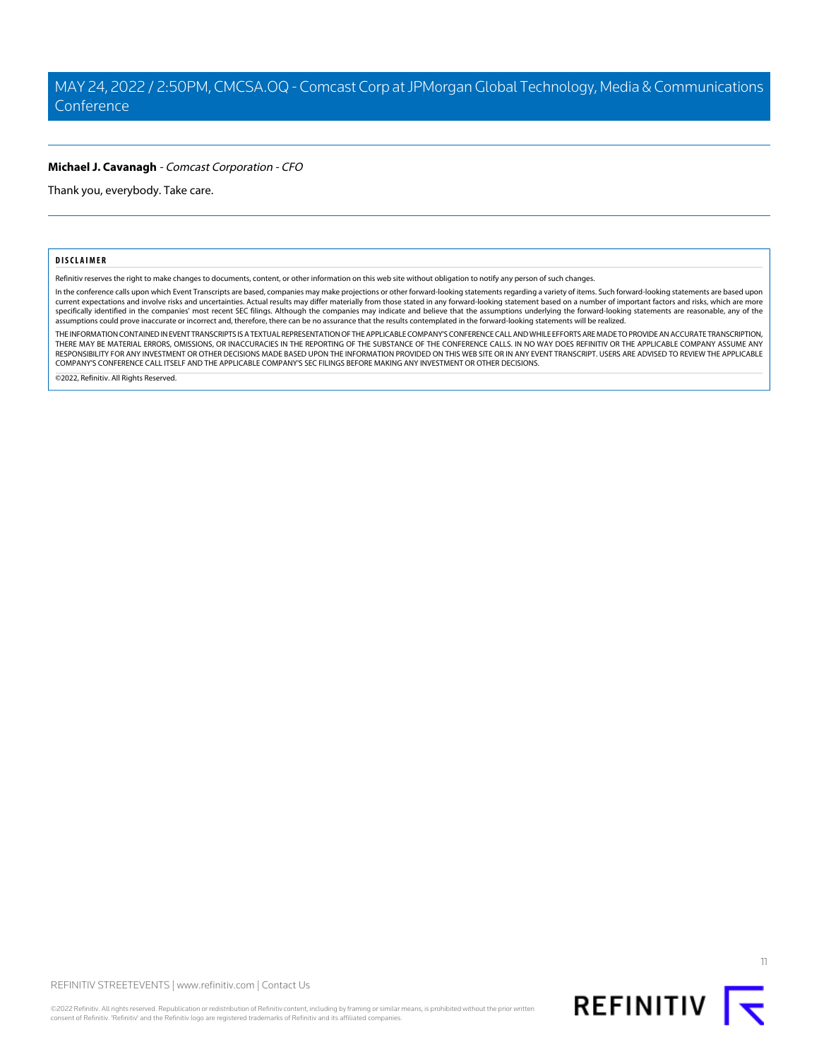**Michael J. Cavanagh** - *Comcast Corporation - CFO*

Thank you, everybody. Take care.

---

**DISCLAIMER**

Refinitiv reserves the right to make changes to documents, content, or other information on this web site without obligation to notify any person of such changes.

In the conference calls upon which Event Transcripts are based, companies may make projections or other forward-looking statements regarding a variety of items. Such forward-looking statements are based upon current expectations and involve risks and uncertainties. Actual results may differ materially from those stated in any forward-looking statement based on a number of important factors and risks, which are more specifically identified in the companies' most recent SEC filings. Although the companies may indicate and believe that the assumptions underlying the forward-looking statements are reasonable, any of the assumptions could prove inaccurate or incorrect and, therefore, there can be no assurance that the results contemplated in the forward-looking statements will be realized.

THE INFORMATION CONTAINED IN EVENT TRANSCRIPTS IS A TEXTUAL REPRESENTATION OF THE APPLICABLE COMPANY'S CONFERENCE CALL AND WHILE EFFORTS ARE MADE TO PROVIDE AN ACCURATE TRANSCRIPTION, THERE MAY BE MATERIAL ERRORS, OMISSIONS, OR INACCURACIES IN THE REPORTING OF THE SUBSTANCE OF THE CONFERENCE CALLS. IN NO WAY DOES REFINITIV OR THE APPLICABLE COMPANY ASSUME ANY RESPONSIBILITY FOR ANY INVESTMENT OR OTHER DECISIONS MADE BASED UPON THE INFORMATION PROVIDED ON THIS WEB SITE OR IN ANY EVENT TRANSCRIPT. USERS ARE ADVISED TO REVIEW THE APPLICABLE COMPANY'S CONFERENCE CALL ITSELF AND THE APPLICABLE COMPANY'S SEC FILINGS BEFORE MAKING ANY INVESTMENT OR OTHER DECISIONS.

©2022, Refinitiv. All Rights Reserved.